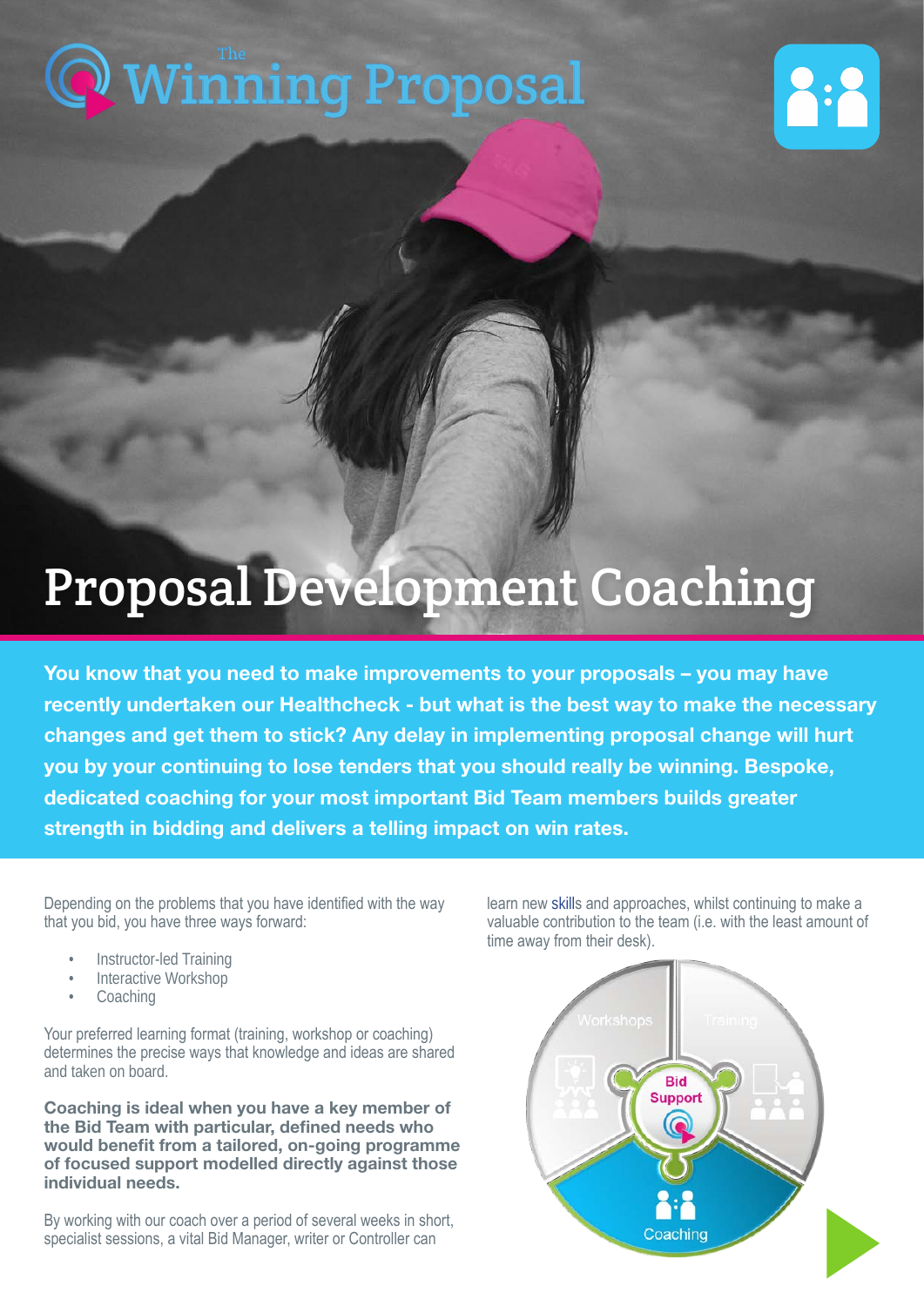The Winning Proposal

# Proposal Development Coaching

**You know that you need to make improvements to your proposals – you may have recently undertaken our Healthcheck - but what is the best way to make the necessary changes and get them to stick? Any delay in implementing proposal change will hurt you by your continuing to lose tenders that you should really be winning. Bespoke, dedicated coaching for your most important Bid Team members builds greater strength in bidding and delivers a telling impact on win rates.**

Depending on the problems that you have identified with the way that you bid, you have three ways forward:

- Instructor-led Training
- Interactive Workshop
- Coaching

Your preferred learning format (training, workshop or coaching) determines the precise ways that knowledge and ideas are shared and taken on board.

**Coaching is ideal when you have a key member of the Bid Team with particular, defined needs who would benefit from a tailored, on-going programme of focused support modelled directly against those individual needs.**

By working with our coach over a period of several weeks in short, specialist sessions, a vital Bid Manager, writer or Controller can learn new skills and approaches, whilst continuing to make a valuable contribution to the team (i.e. with the least amount of time away from their desk).

Workshops | Training | Bid Support | Coaching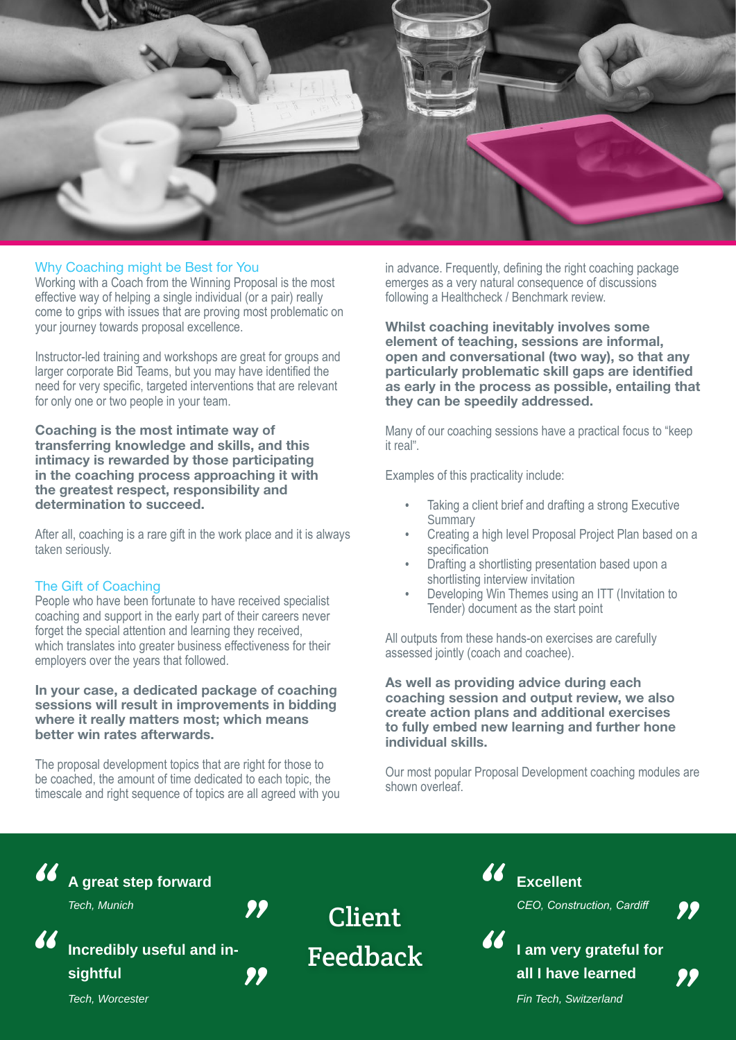## Why Coaching might be Best for You

Working with a Coach from the Winning Proposal is the most effective way of helping a single individual (or a pair) really come to grips with issues that are proving most problematic on your journey towards proposal excellence.

Instructor-led training and workshops are great for groups and larger corporate Bid Teams, but you may have identified the need for very specific, targeted interventions that are relevant for only one or two people in your team.

**Coaching is the most intimate way of transferring knowledge and skills, and this intimacy is rewarded by those participating in the coaching process approaching it with the greatest respect, responsibility and determination to succeed.**

After all, coaching is a rare gift in the work place and it is always taken seriously.

## The Gift of Coaching

People who have been fortunate to have received specialist coaching and support in the early part of their careers never forget the special attention and learning they received, which translates into greater business effectiveness for their employers over the years that followed.

**In your case, a dedicated package of coaching sessions will result in improvements in bidding where it really matters most; which means better win rates afterwards.**

The proposal development topics that are right for those to be coached, the amount of time dedicated to each topic, the timescale and right sequence of topics are all agreed with you in advance. Frequently, defining the right coaching package emerges as a very natural consequence of discussions following a Healthcheck / Benchmark review.

**Whilst coaching inevitably involves some element of teaching, sessions are informal, open and conversational (two way), so that any particularly problematic skill gaps are identified as early in the process as possible, entailing that they can be speedily addressed.**

Many of our coaching sessions have a practical focus to "keep it real".

Examples of this practicality include:

- Taking a client brief and drafting a strong Executive Summary
- Creating a high level Proposal Project Plan based on a specification
- Drafting a shortlisting presentation based upon a shortlisting interview invitation
- Developing Win Themes using an ITT (Invitation to Tender) document as the start point

All outputs from these hands-on exercises are carefully assessed jointly (coach and coachee).

**As well as providing advice during each coaching session and output review, we also create action plans and additional exercises to fully embed new learning and further hone individual skills.**

Our most popular Proposal Development coaching modules are shown overleaf.

## Client Feedback

> **A great step forward**
> *Tech, Munich*

> **Incredibly useful and insightful**
> *Tech, Worcester*

> **Excellent**
> *CEO, Construction, Cardiff*

> **I am very grateful for all I have learned**
> *Fin Tech, Switzerland*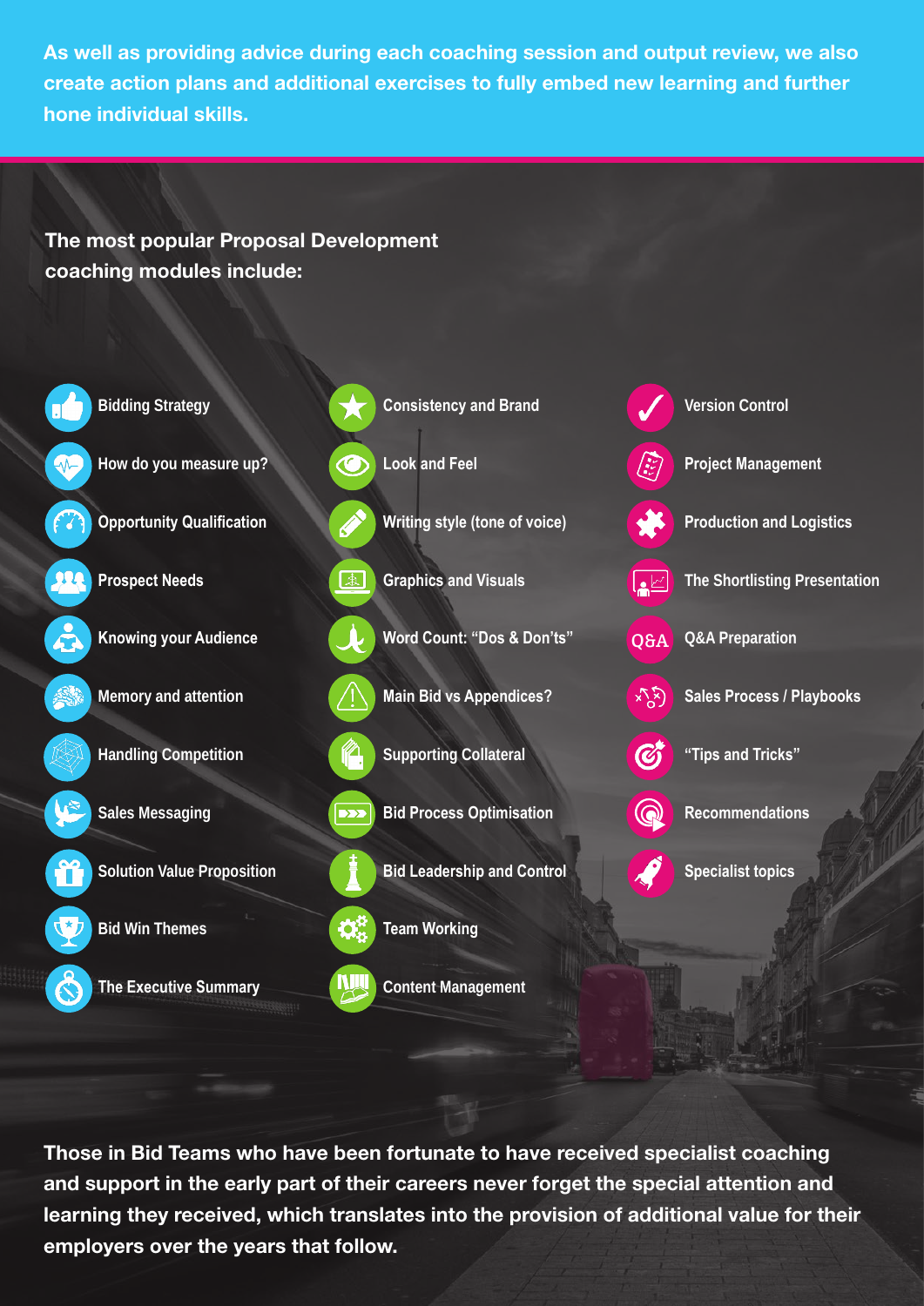**As well as providing advice during each coaching session and output review, we also create action plans and additional exercises to fully embed new learning and further hone individual skills.**

## The most popular Proposal Development coaching modules include:

- Bidding Strategy
- How do you measure up?
- Opportunity Qualification
- Prospect Needs
- Knowing your Audience
- Memory and attention
- Handling Competition
- Sales Messaging
- Solution Value Proposition
- Bid Win Themes
- The Executive Summary
- Consistency and Brand
- Look and Feel
- Writing style (tone of voice)
- Graphics and Visuals
- Word Count: "Dos & Don'ts"
- Main Bid vs Appendices?
- Supporting Collateral
- Bid Process Optimisation
- Bid Leadership and Control
- Team Working
- Content Management
- Version Control
- Project Management
- Production and Logistics
- The Shortlisting Presentation
- Q&A Preparation
- Sales Process / Playbooks
- "Tips and Tricks"
- Recommendations
- Specialist topics

**Those in Bid Teams who have been fortunate to have received specialist coaching and support in the early part of their careers never forget the special attention and learning they received, which translates into the provision of additional value for their employers over the years that follow.**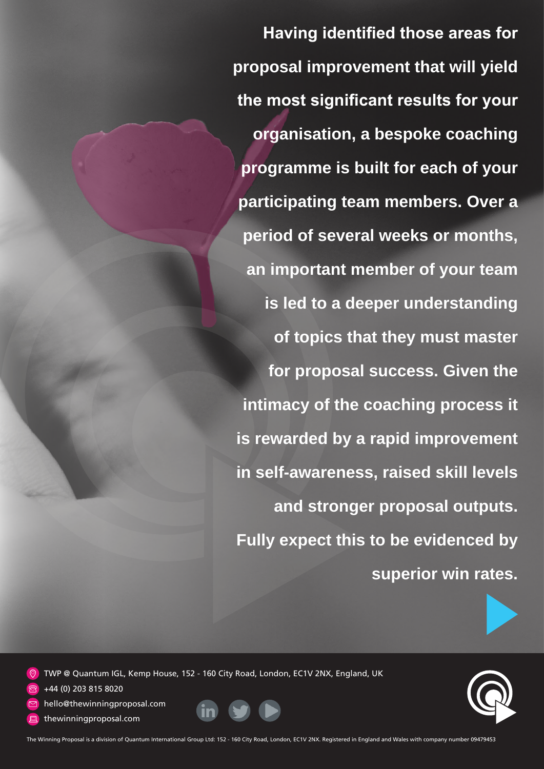**Having identified those areas for proposal improvement that will yield the most significant results for your organisation, a bespoke coaching programme is built for each of your participating team members. Over a period of several weeks or months, an important member of your team is led to a deeper understanding of topics that they must master for proposal success. Given the intimacy of the coaching process it is rewarded by a rapid improvement in self-awareness, raised skill levels and stronger proposal outputs. Fully expect this to be evidenced by superior win rates.**

TWP @ Quantum IGL, Kemp House, 152 - 160 City Road, London, EC1V 2NX, England, UK

+44 (0) 203 815 8020

hello@thewinningproposal.com

thewinningproposal.com

The Winning Proposal is a division of Quantum International Group Ltd: 152 - 160 City Road, London, EC1V 2NX. Registered in England and Wales with company number 09479453